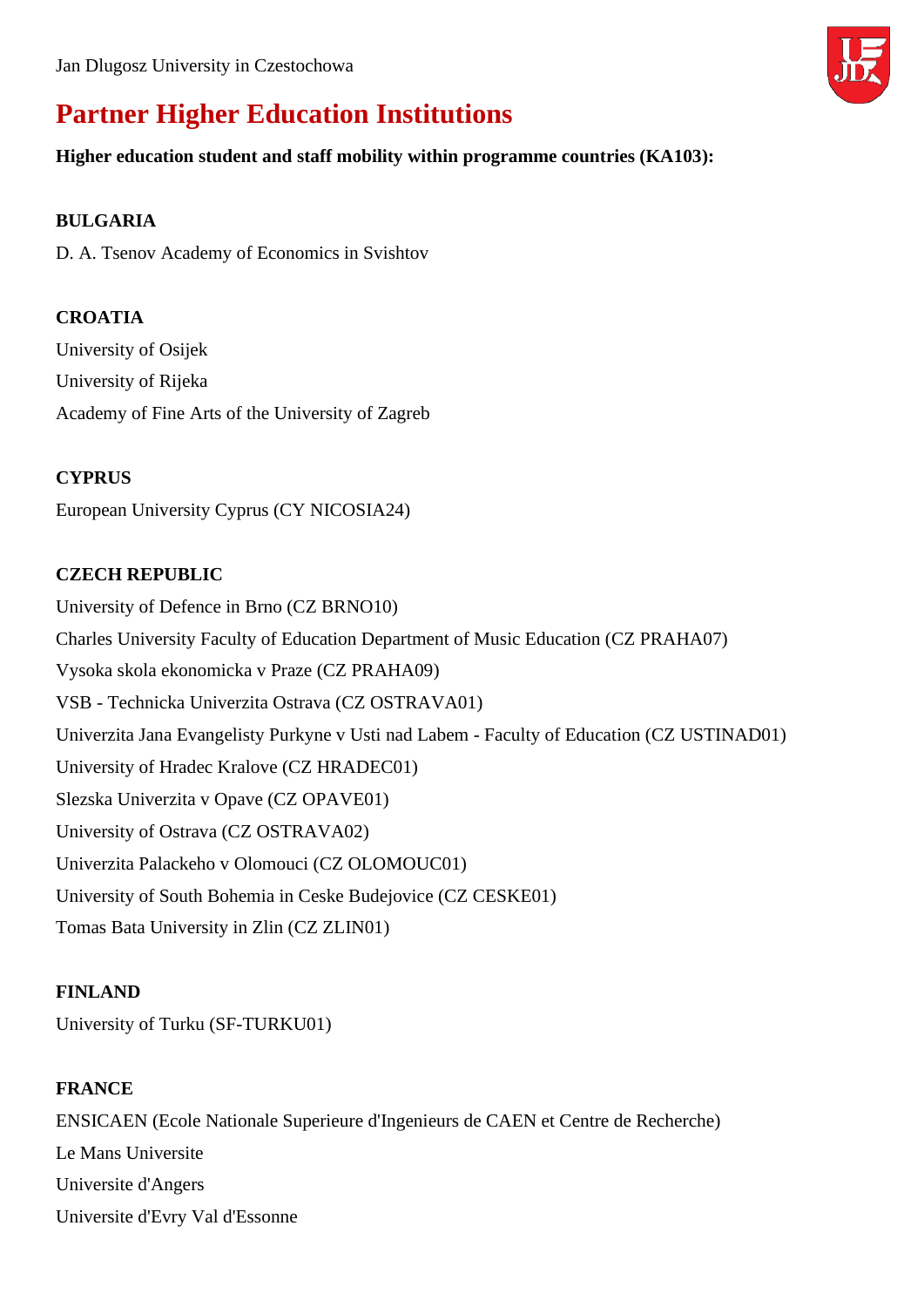Jan Dlugosz University in Czestochowa

# Partner Higher Education Institutions

**Higher education student and staff mobility within programme countries (KA103):**

**BULGARIA**

D. A. Tsenov Academy of Economics in Svishtov

**CROATIA**

University of Osijek

University of Rijeka

Academy of Fine Arts of the University of Zagreb

**CYPRUS**

European University Cyprus (CY NICOSIA24)

**CZECH REPUBLIC**

University of Defence in Brno (CZ BRNO10)

Charles University Faculty of Education Department of Music Education (CZ PRAHA07)

Vysoka skola ekonomicka v Praze (CZ PRAHA09)

VSB - Technicka Univerzita Ostrava (CZ OSTRAVA01)

Univerzita Jana Evangelisty Purkyne v Usti nad Labem - Faculty of Education (CZ USTINAD01)

University of Hradec Kralove (CZ HRADEC01)

Slezska Univerzita v Opave (CZ OPAVE01)

University of Ostrava (CZ OSTRAVA02)

Univerzita Palackeho v Olomouci (CZ OLOMOUC01)

University of South Bohemia in Ceske Budejovice (CZ CESKE01)

Tomas Bata University in Zlin (CZ ZLIN01)

**FINLAND**

University of Turku (SF-TURKU01)

**FRANCE**

ENSICAEN (Ecole Nationale Superieure d'Ingenieurs de CAEN et Centre de Recherche)

Le Mans Universite

Universite d'Angers

Universite d'Evry Val d'Essonne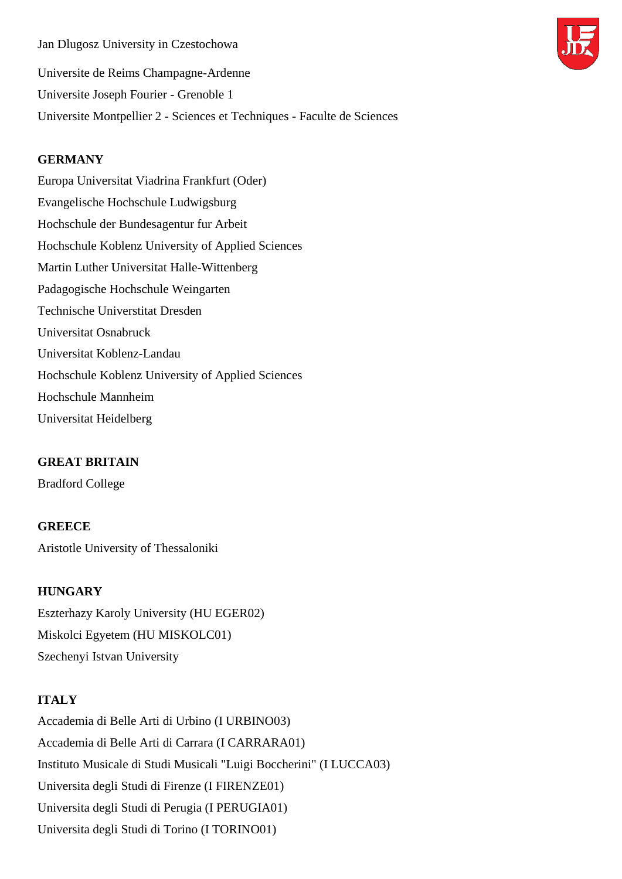Universite de Reims Champagne-Ardenne

Universite Joseph Fourier - Grenoble 1

Universite Montpellier 2 - Sciences et Techniques - Faculte de Sciences

**GERMANY**

Europa Universitat Viadrina Frankfurt (Oder)

Evangelische Hochschule Ludwigsburg

Hochschule der Bundesagentur fur Arbeit

Hochschule Koblenz University of Applied Sciences

Martin Luther Universitat Halle-Wittenberg

Padagogische Hochschule Weingarten

Technische Universtitat Dresden

Universitat Osnabruck

Universitat Koblenz-Landau

Hochschule Koblenz University of Applied Sciences

Hochschule Mannheim

Universitat Heidelberg

**GREAT BRITAIN**

Bradford College

**GREECE**

Aristotle University of Thessaloniki

**HUNGARY**

Eszterhazy Karoly University (HU EGER02)

Miskolci Egyetem (HU MISKOLC01)

Szechenyi Istvan University

**ITALY**

Accademia di Belle Arti di Urbino (I URBINO03)

Accademia di Belle Arti di Carrara (I CARRARA01)

Instituto Musicale di Studi Musicali "Luigi Boccherini" (I LUCCA03)

Universita degli Studi di Firenze (I FIRENZE01)

Universita degli Studi di Perugia (I PERUGIA01)

Universita degli Studi di Torino (I TORINO01)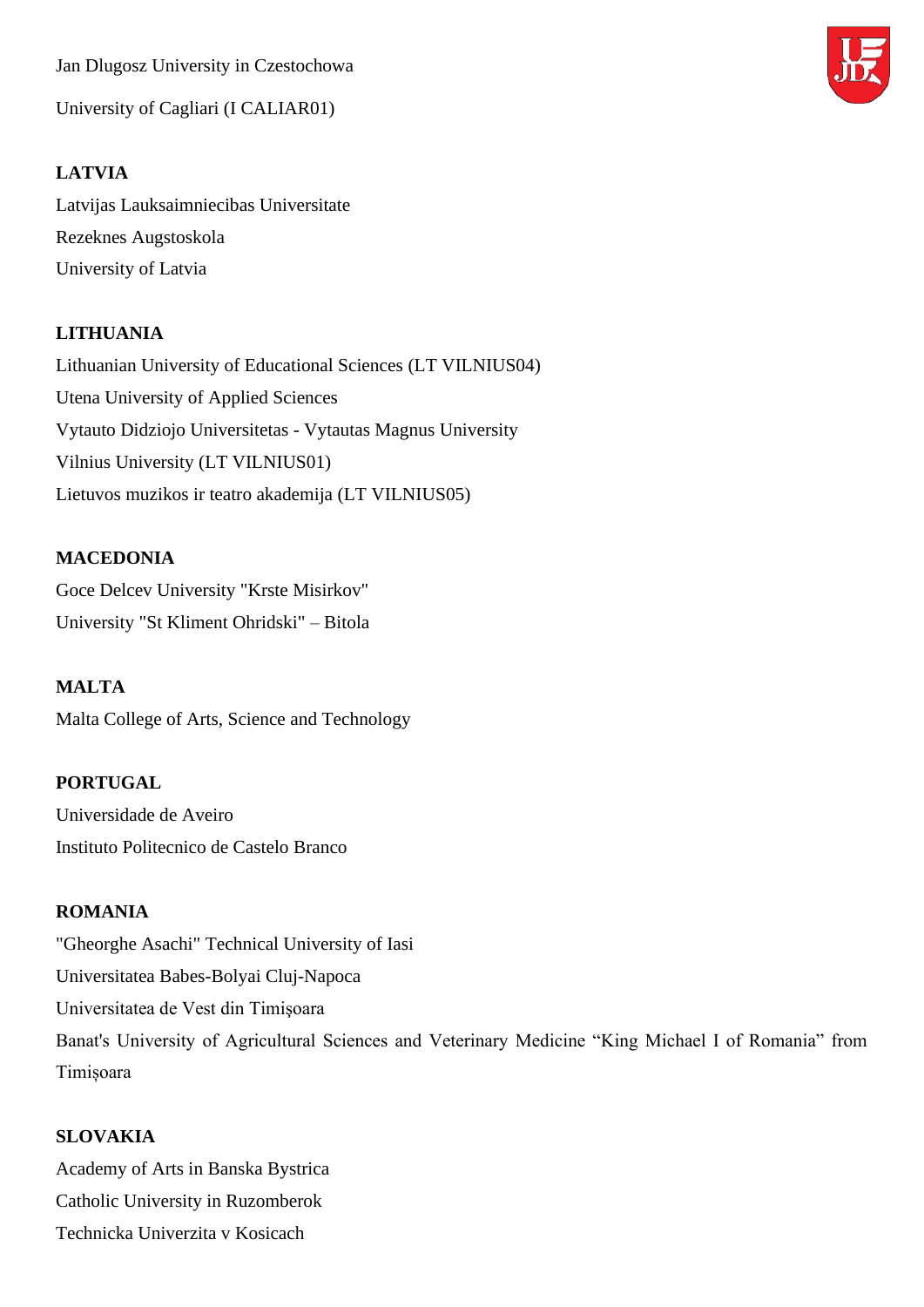Jan Dlugosz University in Czestochowa

University of Cagliari (I CALIAR01)

**LATVIA**

Latvijas Lauksaimniecibas Universitate

Rezeknes Augstoskola

University of Latvia

**LITHUANIA**

Lithuanian University of Educational Sciences (LT VILNIUS04)

Utena University of Applied Sciences

Vytauto Didziojo Universitetas - Vytautas Magnus University

Vilnius University (LT VILNIUS01)

Lietuvos muzikos ir teatro akademija (LT VILNIUS05)

**MACEDONIA**

Goce Delcev University "Krste Misirkov"

University "St Kliment Ohridski" – Bitola

**MALTA**

Malta College of Arts, Science and Technology

**PORTUGAL**

Universidade de Aveiro

Instituto Politecnico de Castelo Branco

**ROMANIA**

"Gheorghe Asachi" Technical University of Iasi

Universitatea Babes-Bolyai Cluj-Napoca

Universitatea de Vest din Timişoara

Banat's University of Agricultural Sciences and Veterinary Medicine "King Michael I of Romania" from Timișoara

**SLOVAKIA**

Academy of Arts in Banska Bystrica

Catholic University in Ruzomberok

Technicka Univerzita v Kosicach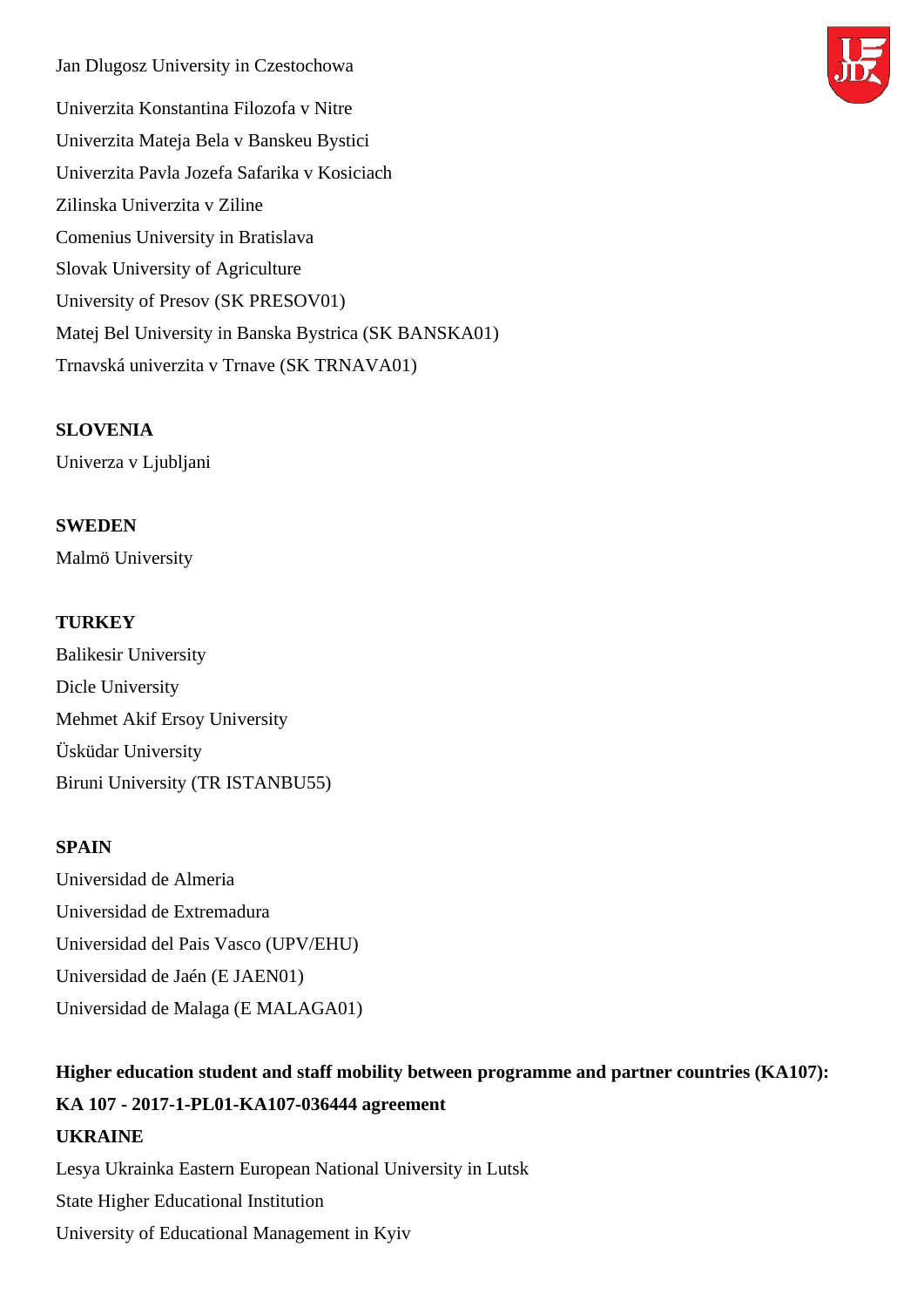Univerzita Konstantina Filozofa v Nitre

Univerzita Mateja Bela v Banskeu Bystici

Univerzita Pavla Jozefa Safarika v Kosiciach

Zilinska Univerzita v Ziline

Comenius University in Bratislava

Slovak University of Agriculture

University of Presov (SK PRESOV01)

Matej Bel University in Banska Bystrica (SK BANSKA01)

Trnavská univerzita v Trnave (SK TRNAVA01)

**SLOVENIA**

Univerza v Ljubljani

**SWEDEN**

Malmö University

**TURKEY**

Balikesir University

Dicle University

Mehmet Akif Ersoy University

Üsküdar University

Biruni University (TR ISTANBU55)

**SPAIN**

Universidad de Almeria

Universidad de Extremadura

Universidad del Pais Vasco (UPV/EHU)

Universidad de Jaén (E JAEN01)

Universidad de Malaga (E MALAGA01)

**Higher education student and staff mobility between programme and partner countries (KA107):**

**KA 107 - 2017-1-PL01-KA107-036444 agreement**

**UKRAINE**

Lesya Ukrainka Eastern European National University in Lutsk

State Higher Educational Institution

University of Educational Management in Kyiv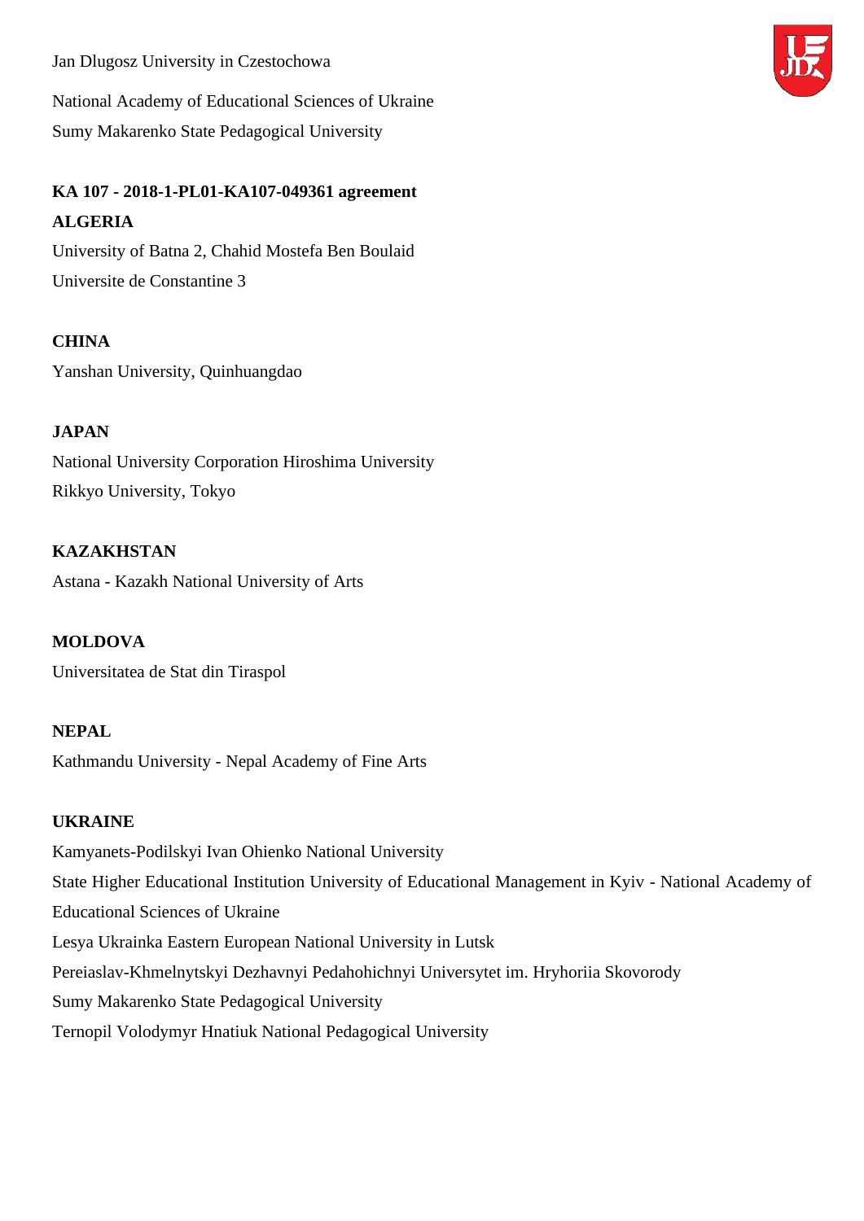Jan Dlugosz University in Czestochowa

National Academy of Educational Sciences of Ukraine
Sumy Makarenko State Pedagogical University

**KA 107 - 2018-1-PL01-KA107-049361 agreement**

**ALGERIA**

University of Batna 2, Chahid Mostefa Ben Boulaid
Universite de Constantine 3

**CHINA**

Yanshan University, Quinhuangdao

**JAPAN**

National University Corporation Hiroshima University
Rikkyo University, Tokyo

**KAZAKHSTAN**

Astana - Kazakh National University of Arts

**MOLDOVA**

Universitatea de Stat din Tiraspol

**NEPAL**

Kathmandu University - Nepal Academy of Fine Arts

**UKRAINE**

Kamyanets-Podilskyi Ivan Ohienko National University
State Higher Educational Institution University of Educational Management in Kyiv - National Academy of Educational Sciences of Ukraine
Lesya Ukrainka Eastern European National University in Lutsk
Pereiaslav-Khmelnytskyi Dezhavnyi Pedahohichnyi Universytet im. Hryhoriia Skovorody
Sumy Makarenko State Pedagogical University
Ternopil Volodymyr Hnatiuk National Pedagogical University